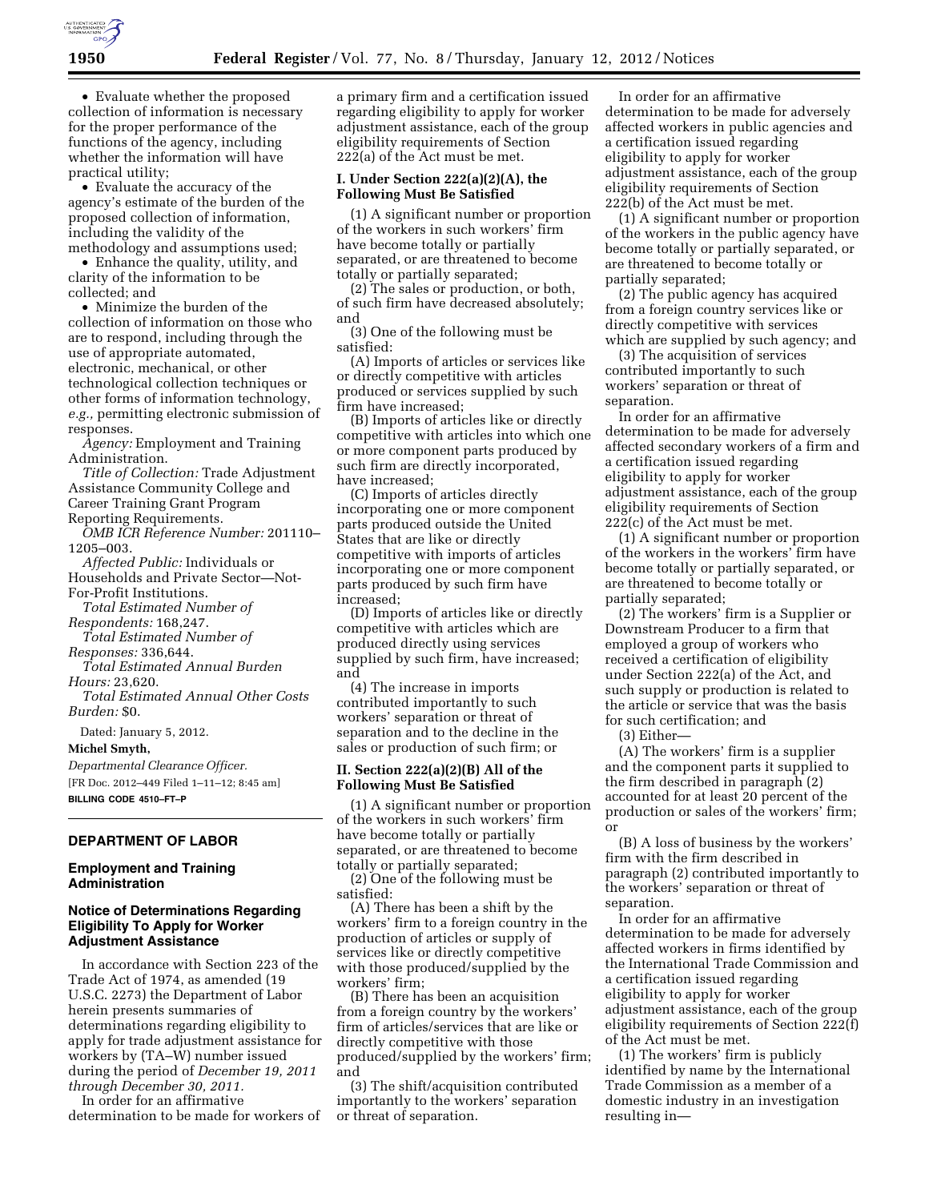• Evaluate whether the proposed collection of information is necessary for the proper performance of the functions of the agency, including whether the information will have practical utility;

• Evaluate the accuracy of the agency's estimate of the burden of the proposed collection of information, including the validity of the methodology and assumptions used;

• Enhance the quality, utility, and clarity of the information to be collected; and

• Minimize the burden of the collection of information on those who are to respond, including through the use of appropriate automated, electronic, mechanical, or other technological collection techniques or other forms of information technology, *e.g.,* permitting electronic submission of responses.

*Agency:* Employment and Training Administration.

*Title of Collection:* Trade Adjustment Assistance Community College and Career Training Grant Program Reporting Requirements.

*OMB ICR Reference Number:* 201110–1205–003.

*Affected Public:* Individuals or Households and Private Sector—Not-For-Profit Institutions.

*Total Estimated Number of Respondents:* 168,247.

*Total Estimated Number of Responses:* 336,644.

*Total Estimated Annual Burden Hours:* 23,620.

*Total Estimated Annual Other Costs Burden:* $0.

Dated: January 5, 2012.

**Michel Smyth,**

*Departmental Clearance Officer.*

[FR Doc. 2012–449 Filed 1–11–12; 8:45 am]

**BILLING CODE 4510–FT–P**

## DEPARTMENT OF LABOR

### Employment and Training Administration

### Notice of Determinations Regarding Eligibility To Apply for Worker Adjustment Assistance

In accordance with Section 223 of the Trade Act of 1974, as amended (19 U.S.C. 2273) the Department of Labor herein presents summaries of determinations regarding eligibility to apply for trade adjustment assistance for workers by (TA–W) number issued during the period of *December 19, 2011 through December 30, 2011.*

In order for an affirmative determination to be made for workers of a primary firm and a certification issued regarding eligibility to apply for worker adjustment assistance, each of the group eligibility requirements of Section 222(a) of the Act must be met.

#### I. Under Section 222(a)(2)(A), the Following Must Be Satisfied

(1) A significant number or proportion of the workers in such workers' firm have become totally or partially separated, or are threatened to become totally or partially separated;

(2) The sales or production, or both, of such firm have decreased absolutely; and

(3) One of the following must be satisfied:

(A) Imports of articles or services like or directly competitive with articles produced or services supplied by such firm have increased;

(B) Imports of articles like or directly competitive with articles into which one or more component parts produced by such firm are directly incorporated, have increased;

(C) Imports of articles directly incorporating one or more component parts produced outside the United States that are like or directly competitive with imports of articles incorporating one or more component parts produced by such firm have increased;

(D) Imports of articles like or directly competitive with articles which are produced directly using services supplied by such firm, have increased; and

(4) The increase in imports contributed importantly to such workers' separation or threat of separation and to the decline in the sales or production of such firm; or

#### II. Section 222(a)(2)(B) All of the Following Must Be Satisfied

(1) A significant number or proportion of the workers in such workers' firm have become totally or partially separated, or are threatened to become totally or partially separated;

(2) One of the following must be satisfied:

(A) There has been a shift by the workers' firm to a foreign country in the production of articles or supply of services like or directly competitive with those produced/supplied by the workers' firm;

(B) There has been an acquisition from a foreign country by the workers' firm of articles/services that are like or directly competitive with those produced/supplied by the workers' firm; and

(3) The shift/acquisition contributed importantly to the workers' separation or threat of separation.

In order for an affirmative determination to be made for adversely affected workers in public agencies and a certification issued regarding eligibility to apply for worker adjustment assistance, each of the group eligibility requirements of Section 222(b) of the Act must be met.

(1) A significant number or proportion of the workers in the public agency have become totally or partially separated, or are threatened to become totally or partially separated;

(2) The public agency has acquired from a foreign country services like or directly competitive with services which are supplied by such agency; and

(3) The acquisition of services contributed importantly to such workers' separation or threat of separation.

In order for an affirmative determination to be made for adversely affected secondary workers of a firm and a certification issued regarding eligibility to apply for worker adjustment assistance, each of the group eligibility requirements of Section 222(c) of the Act must be met.

(1) A significant number or proportion of the workers in the workers' firm have become totally or partially separated, or are threatened to become totally or partially separated;

(2) The workers' firm is a Supplier or Downstream Producer to a firm that employed a group of workers who received a certification of eligibility under Section 222(a) of the Act, and such supply or production is related to the article or service that was the basis for such certification; and

(3) Either—

(A) The workers' firm is a supplier and the component parts it supplied to the firm described in paragraph (2) accounted for at least 20 percent of the production or sales of the workers' firm; or

(B) A loss of business by the workers' firm with the firm described in paragraph (2) contributed importantly to the workers' separation or threat of separation.

In order for an affirmative determination to be made for adversely affected workers in firms identified by the International Trade Commission and a certification issued regarding eligibility to apply for worker adjustment assistance, each of the group eligibility requirements of Section 222(f) of the Act must be met.

(1) The workers' firm is publicly identified by name by the International Trade Commission as a member of a domestic industry in an investigation resulting in—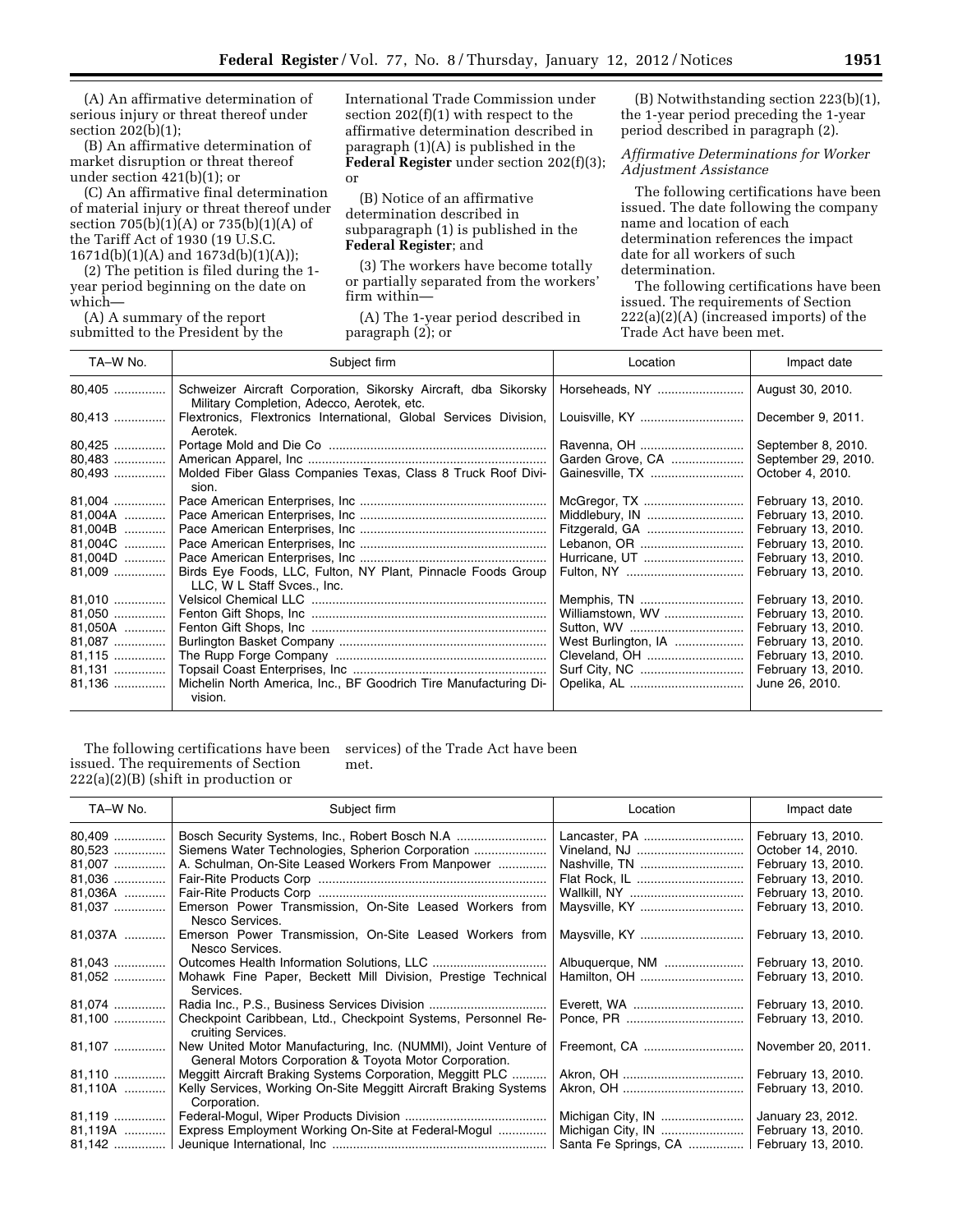(A) An affirmative determination of serious injury or threat thereof under section 202(b)(1);

(B) An affirmative determination of market disruption or threat thereof under section 421(b)(1); or

(C) An affirmative final determination of material injury or threat thereof under section 705(b)(1)(A) or 735(b)(1)(A) of the Tariff Act of 1930 (19 U.S.C. 1671d(b)(1)(A) and 1673d(b)(1)(A));

(2) The petition is filed during the 1-year period beginning on the date on which—

(A) A summary of the report submitted to the President by the International Trade Commission under section 202(f)(1) with respect to the affirmative determination described in paragraph (1)(A) is published in the **Federal Register** under section 202(f)(3); or

(B) Notice of an affirmative determination described in subparagraph (1) is published in the **Federal Register**; and

(3) The workers have become totally or partially separated from the workers' firm within—

(A) The 1-year period described in paragraph (2); or

(B) Notwithstanding section 223(b)(1), the 1-year period preceding the 1-year period described in paragraph (2).

*Affirmative Determinations for Worker Adjustment Assistance*

The following certifications have been issued. The date following the company name and location of each determination references the impact date for all workers of such determination.

The following certifications have been issued. The requirements of Section 222(a)(2)(A) (increased imports) of the Trade Act have been met.

| TA–W No. | Subject firm | Location | Impact date |
|---|---|---|---|
| 80,405 | Schweizer Aircraft Corporation, Sikorsky Aircraft, dba Sikorsky Military Completion, Adecco, Aerotek, etc. | Horseheads, NY | August 30, 2010. |
| 80,413 | Flextronics, Flextronics International, Global Services Division, Aerotek. | Louisville, KY | December 9, 2011. |
| 80,425 | Portage Mold and Die Co | Ravenna, OH | September 8, 2010. |
| 80,483 | American Apparel, Inc | Garden Grove, CA | September 29, 2010. |
| 80,493 | Molded Fiber Glass Companies Texas, Class 8 Truck Roof Division. | Gainesville, TX | October 4, 2010. |
| 81,004 | Pace American Enterprises, Inc | McGregor, TX | February 13, 2010. |
| 81,004A | Pace American Enterprises, Inc | Middlebury, IN | February 13, 2010. |
| 81,004B | Pace American Enterprises, Inc | Fitzgerald, GA | February 13, 2010. |
| 81,004C | Pace American Enterprises, Inc | Lebanon, OR | February 13, 2010. |
| 81,004D | Pace American Enterprises, Inc | Hurricane, UT | February 13, 2010. |
| 81,009 | Birds Eye Foods, LLC, Fulton, NY Plant, Pinnacle Foods Group LLC, W L Staff Svces., Inc. | Fulton, NY | February 13, 2010. |
| 81,010 | Velsicol Chemical LLC | Memphis, TN | February 13, 2010. |
| 81,050 | Fenton Gift Shops, Inc | Williamstown, WV | February 13, 2010. |
| 81,050A | Fenton Gift Shops, Inc | Sutton, WV | February 13, 2010. |
| 81,087 | Burlington Basket Company | West Burlington, IA | February 13, 2010. |
| 81,115 | The Rupp Forge Company | Cleveland, OH | February 13, 2010. |
| 81,131 | Topsail Coast Enterprises, Inc | Surf City, NC | February 13, 2010. |
| 81,136 | Michelin North America, Inc., BF Goodrich Tire Manufacturing Division. | Opelika, AL | June 26, 2010. |

The following certifications have been issued. The requirements of Section 222(a)(2)(B) (shift in production or services) of the Trade Act have been met.

| TA–W No. | Subject firm | Location | Impact date |
|---|---|---|---|
| 80,409 | Bosch Security Systems, Inc., Robert Bosch N.A | Lancaster, PA | February 13, 2010. |
| 80,523 | Siemens Water Technologies, Spherion Corporation | Vineland, NJ | October 14, 2010. |
| 81,007 | A. Schulman, On-Site Leased Workers From Manpower | Nashville, TN | February 13, 2010. |
| 81,036 | Fair-Rite Products Corp | Flat Rock, IL | February 13, 2010. |
| 81,036A | Fair-Rite Products Corp | Wallkill, NY | February 13, 2010. |
| 81,037 | Emerson Power Transmission, On-Site Leased Workers from Nesco Services. | Maysville, KY | February 13, 2010. |
| 81,037A | Emerson Power Transmission, On-Site Leased Workers from Nesco Services. | Maysville, KY | February 13, 2010. |
| 81,043 | Outcomes Health Information Solutions, LLC | Albuquerque, NM | February 13, 2010. |
| 81,052 | Mohawk Fine Paper, Beckett Mill Division, Prestige Technical Services. | Hamilton, OH | February 13, 2010. |
| 81,074 | Radia Inc., P.S., Business Services Division | Everett, WA | February 13, 2010. |
| 81,100 | Checkpoint Caribbean, Ltd., Checkpoint Systems, Personnel Recruiting Services. | Ponce, PR | February 13, 2010. |
| 81,107 | New United Motor Manufacturing, Inc. (NUMMI), Joint Venture of General Motors Corporation & Toyota Motor Corporation. | Freemont, CA | November 20, 2011. |
| 81,110 | Meggitt Aircraft Braking Systems Corporation, Meggitt PLC | Akron, OH | February 13, 2010. |
| 81,110A | Kelly Services, Working On-Site Meggitt Aircraft Braking Systems Corporation. | Akron, OH | February 13, 2010. |
| 81,119 | Federal-Mogul, Wiper Products Division | Michigan City, IN | January 23, 2012. |
| 81,119A | Express Employment Working On-Site at Federal-Mogul | Michigan City, IN | February 13, 2010. |
| 81,142 | Jeunique International, Inc | Santa Fe Springs, CA | February 13, 2010. |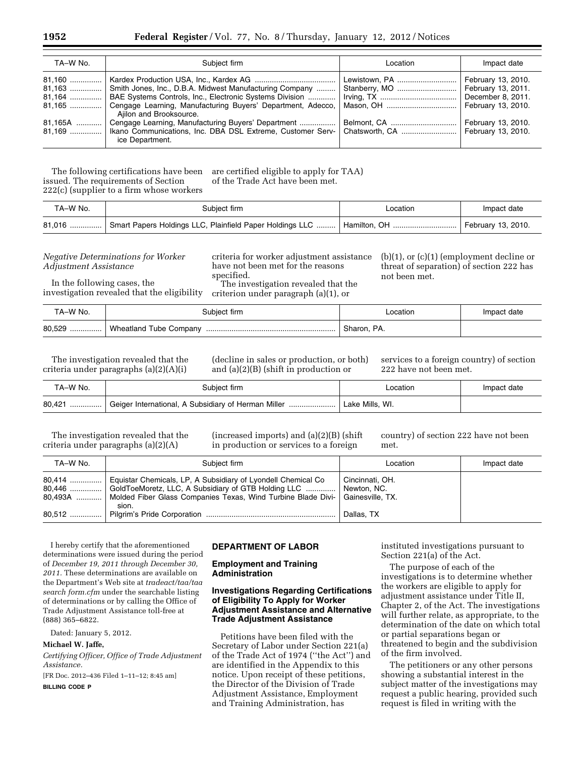| TA–W No. | Subject firm | Location | Impact date |
|---|---|---|---|
| 81,160 | Kardex Production USA, Inc., Kardex AG | Lewistown, PA | February 13, 2010. |
| 81,163 | Smith Jones, Inc., D.B.A. Midwest Manufacturing Company | Stanberry, MO | February 13, 2011. |
| 81,164 | BAE Systems Controls, Inc., Electronic Systems Division | Irving, TX | December 8, 2011. |
| 81,165 | Cengage Learning, Manufacturing Buyers' Department, Adecco, Ajilon and Brooksource. | Mason, OH | February 13, 2010. |
| 81,165A | Cengage Learning, Manufacturing Buyers' Department | Belmont, CA | February 13, 2010. |
| 81,169 | Ikano Communications, Inc. DBA DSL Extreme, Customer Service Department. | Chatsworth, CA | February 13, 2010. |

The following certifications have been issued. The requirements of Section 222(c) (supplier to a firm whose workers are certified eligible to apply for TAA) of the Trade Act have been met.

| TA–W No. | Subject firm | Location | Impact date |
|---|---|---|---|
| 81,016 | Smart Papers Holdings LLC, Plainfield Paper Holdings LLC | Hamilton, OH | February 13, 2010. |

*Negative Determinations for Worker Adjustment Assistance*

In the following cases, the investigation revealed that the eligibility criteria for worker adjustment assistance have not been met for the reasons specified.

The investigation revealed that the criterion under paragraph (a)(1), or (b)(1), or (c)(1) (employment decline or threat of separation) of section 222 has not been met.

| TA–W No. | Subject firm | Location | Impact date |
|---|---|---|---|
| 80,529 | Wheatland Tube Company | Sharon, PA. | |

The investigation revealed that the criteria under paragraphs (a)(2)(A)(i) (decline in sales or production, or both) and (a)(2)(B) (shift in production or services to a foreign country) of section 222 have not been met.

| TA–W No. | Subject firm | Location | Impact date |
|---|---|---|---|
| 80,421 | Geiger International, A Subsidiary of Herman Miller | Lake Mills, WI. | |

The investigation revealed that the criteria under paragraphs (a)(2)(A) (increased imports) and (a)(2)(B) (shift in production or services to a foreign country) of section 222 have not been met.

| TA–W No. | Subject firm | Location | Impact date |
|---|---|---|---|
| 80,414 | Equistar Chemicals, LP, A Subsidiary of Lyondell Chemical Co | Cincinnati, OH. | |
| 80,446 | GoldToeMoretz, LLC, A Subsidiary of GTB Holding LLC | Newton, NC. | |
| 80,493A | Molded Fiber Glass Companies Texas, Wind Turbine Blade Division. | Gainesville, TX. | |
| 80,512 | Pilgrim's Pride Corporation | Dallas, TX | |

I hereby certify that the aforementioned determinations were issued during the period of *December 19, 2011 through December 30, 2011*. These determinations are available on the Department's Web site at *tradeact/taa/taa search form.cfm* under the searchable listing of determinations or by calling the Office of Trade Adjustment Assistance toll-free at (888) 365–6822.

Dated: January 5, 2012.

**Michael W. Jaffe,**

*Certifying Officer, Office of Trade Adjustment Assistance.*

[FR Doc. 2012–436 Filed 1–11–12; 8:45 am]

**BILLING CODE P**

## DEPARTMENT OF LABOR

### Employment and Training Administration

### Investigations Regarding Certifications of Eligibility To Apply for Worker Adjustment Assistance and Alternative Trade Adjustment Assistance

Petitions have been filed with the Secretary of Labor under Section 221(a) of the Trade Act of 1974 (''the Act'') and are identified in the Appendix to this notice. Upon receipt of these petitions, the Director of the Division of Trade Adjustment Assistance, Employment and Training Administration, has instituted investigations pursuant to Section 221(a) of the Act.

The purpose of each of the investigations is to determine whether the workers are eligible to apply for adjustment assistance under Title II, Chapter 2, of the Act. The investigations will further relate, as appropriate, to the determination of the date on which total or partial separations began or threatened to begin and the subdivision of the firm involved.

The petitioners or any other persons showing a substantial interest in the subject matter of the investigations may request a public hearing, provided such request is filed in writing with the